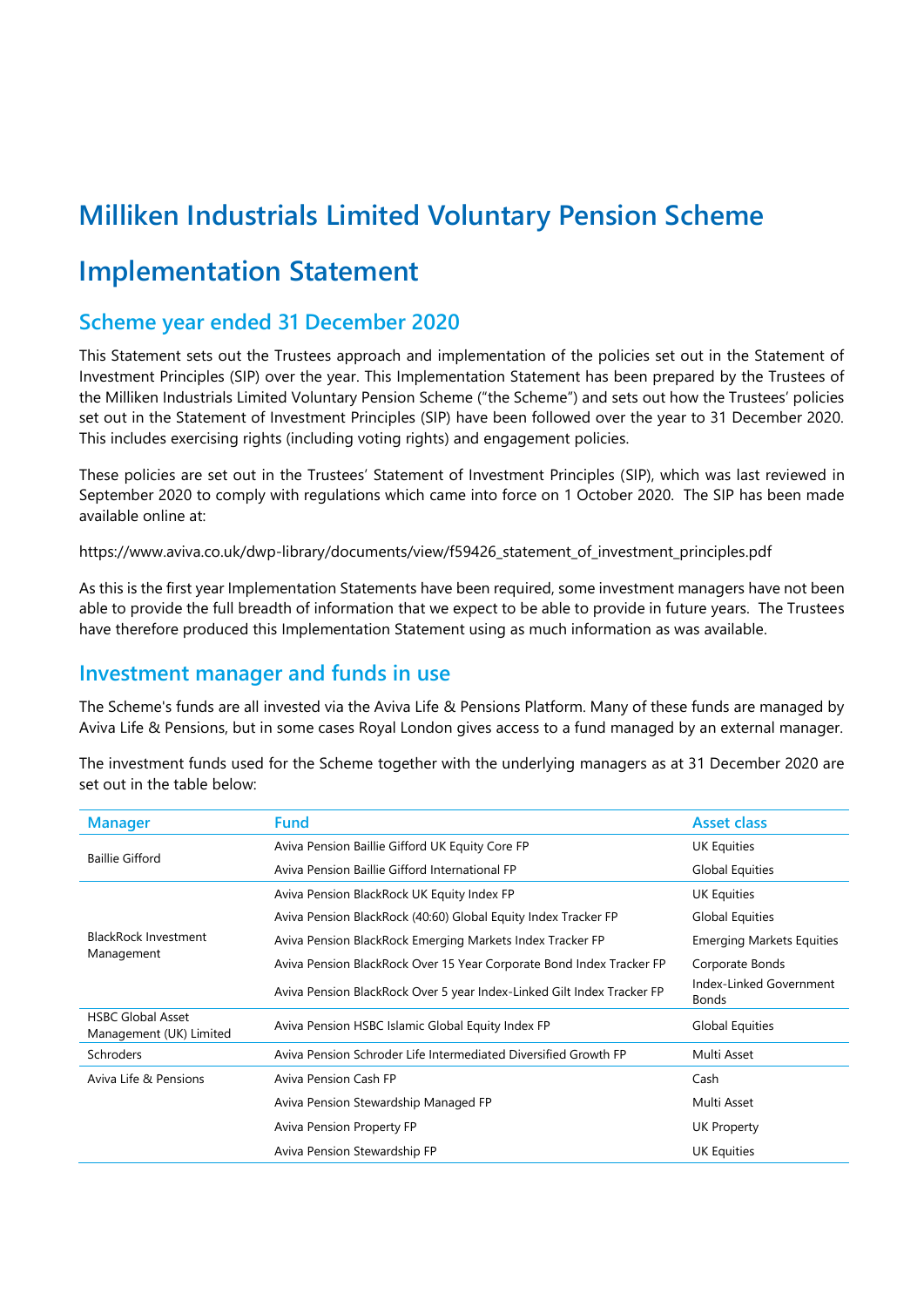# Milliken Industrials Limited Voluntary Pension Scheme

# Implementation Statement

## Scheme year ended 31 December 2020

This Statement sets out the Trustees approach and implementation of the policies set out in the Statement of Investment Principles (SIP) over the year. This Implementation Statement has been prepared by the Trustees of the Milliken Industrials Limited Voluntary Pension Scheme ("the Scheme") and sets out how the Trustees' policies set out in the Statement of Investment Principles (SIP) have been followed over the year to 31 December 2020. This includes exercising rights (including voting rights) and engagement policies.

These policies are set out in the Trustees' Statement of Investment Principles (SIP), which was last reviewed in September 2020 to comply with regulations which came into force on 1 October 2020. The SIP has been made available online at:

https://www.aviva.co.uk/dwp-library/documents/view/f59426_statement_of_investment_principles.pdf

As this is the first year Implementation Statements have been required, some investment managers have not been able to provide the full breadth of information that we expect to be able to provide in future years. The Trustees have therefore produced this Implementation Statement using as much information as was available.

## Investment manager and funds in use

The Scheme's funds are all invested via the Aviva Life & Pensions Platform. Many of these funds are managed by Aviva Life & Pensions, but in some cases Royal London gives access to a fund managed by an external manager.

The investment funds used for the Scheme together with the underlying managers as at 31 December 2020 are set out in the table below:

| Manager | Fund | Asset class |
|---|---|---|
| Baillie Gifford | Aviva Pension Baillie Gifford UK Equity Core FP | UK Equities |
| | Aviva Pension Baillie Gifford International FP | Global Equities |
| BlackRock Investment Management | Aviva Pension BlackRock UK Equity Index FP | UK Equities |
| | Aviva Pension BlackRock (40:60) Global Equity Index Tracker FP | Global Equities |
| | Aviva Pension BlackRock Emerging Markets Index Tracker FP | Emerging Markets Equities |
| | Aviva Pension BlackRock Over 15 Year Corporate Bond Index Tracker FP | Corporate Bonds |
| | Aviva Pension BlackRock Over 5 year Index-Linked Gilt Index Tracker FP | Index-Linked Government Bonds |
| HSBC Global Asset Management (UK) Limited | Aviva Pension HSBC Islamic Global Equity Index FP | Global Equities |
| Schroders | Aviva Pension Schroder Life Intermediated Diversified Growth FP | Multi Asset |
| Aviva Life & Pensions | Aviva Pension Cash FP | Cash |
| | Aviva Pension Stewardship Managed FP | Multi Asset |
| | Aviva Pension Property FP | UK Property |
| | Aviva Pension Stewardship FP | UK Equities |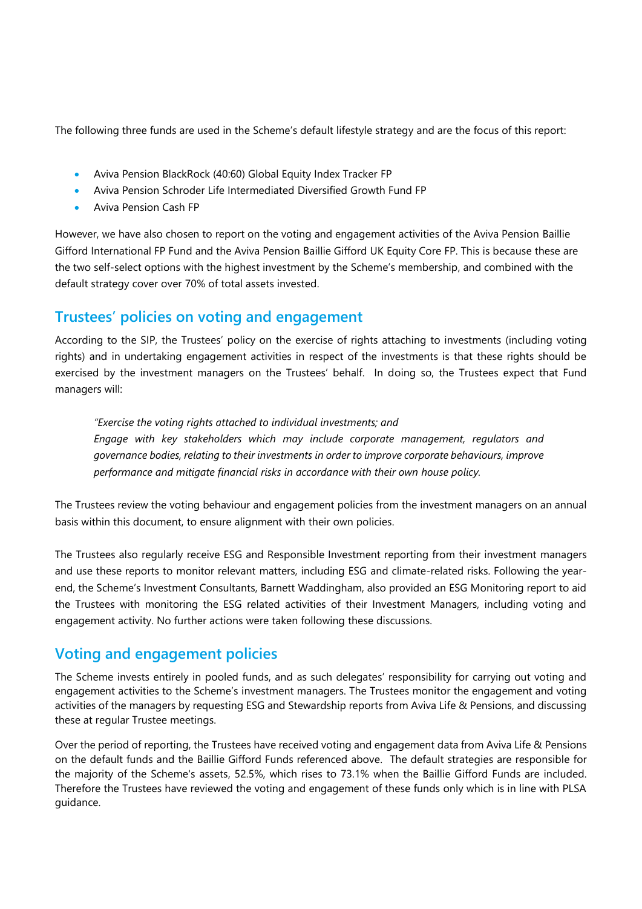The following three funds are used in the Scheme's default lifestyle strategy and are the focus of this report:

- Aviva Pension BlackRock (40:60) Global Equity Index Tracker FP
- Aviva Pension Schroder Life Intermediated Diversified Growth Fund FP
- Aviva Pension Cash FP

However, we have also chosen to report on the voting and engagement activities of the Aviva Pension Baillie Gifford International FP Fund and the Aviva Pension Baillie Gifford UK Equity Core FP. This is because these are the two self-select options with the highest investment by the Scheme's membership, and combined with the default strategy cover over 70% of total assets invested.

## Trustees' policies on voting and engagement

According to the SIP, the Trustees' policy on the exercise of rights attaching to investments (including voting rights) and in undertaking engagement activities in respect of the investments is that these rights should be exercised by the investment managers on the Trustees' behalf. In doing so, the Trustees expect that Fund managers will:

> *"Exercise the voting rights attached to individual investments; and*
> *Engage with key stakeholders which may include corporate management, regulators and governance bodies, relating to their investments in order to improve corporate behaviours, improve performance and mitigate financial risks in accordance with their own house policy.*

The Trustees review the voting behaviour and engagement policies from the investment managers on an annual basis within this document, to ensure alignment with their own policies.

The Trustees also regularly receive ESG and Responsible Investment reporting from their investment managers and use these reports to monitor relevant matters, including ESG and climate-related risks. Following the year-end, the Scheme's Investment Consultants, Barnett Waddingham, also provided an ESG Monitoring report to aid the Trustees with monitoring the ESG related activities of their Investment Managers, including voting and engagement activity. No further actions were taken following these discussions.

## Voting and engagement policies

The Scheme invests entirely in pooled funds, and as such delegates' responsibility for carrying out voting and engagement activities to the Scheme's investment managers. The Trustees monitor the engagement and voting activities of the managers by requesting ESG and Stewardship reports from Aviva Life & Pensions, and discussing these at regular Trustee meetings.

Over the period of reporting, the Trustees have received voting and engagement data from Aviva Life & Pensions on the default funds and the Baillie Gifford Funds referenced above. The default strategies are responsible for the majority of the Scheme's assets, 52.5%, which rises to 73.1% when the Baillie Gifford Funds are included. Therefore the Trustees have reviewed the voting and engagement of these funds only which is in line with PLSA guidance.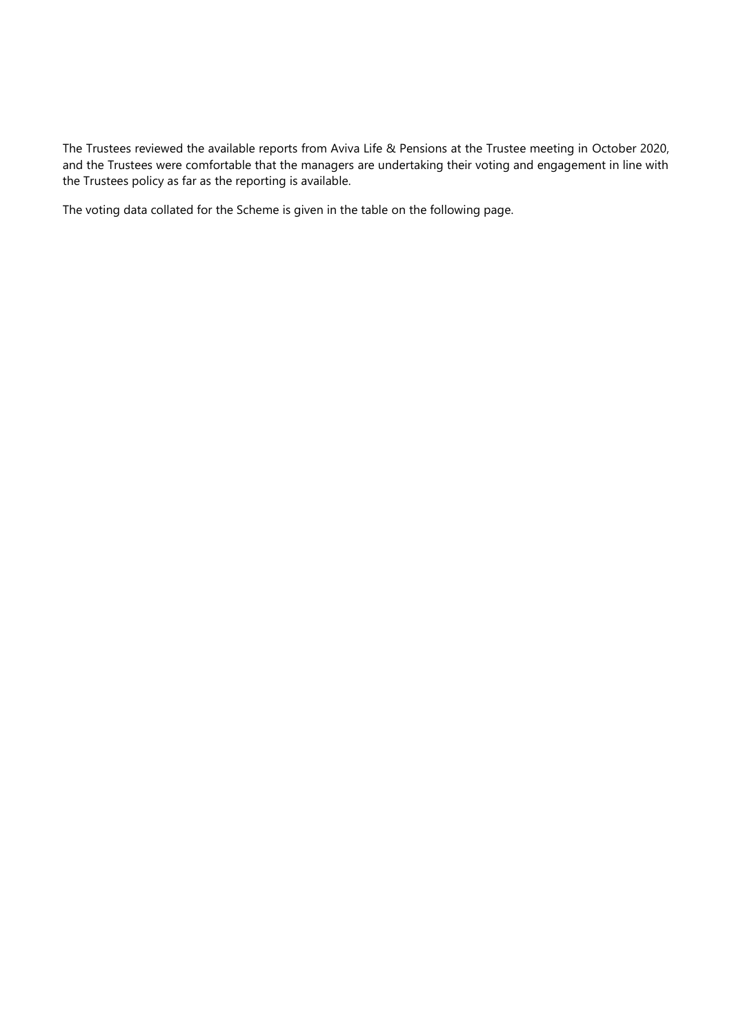The Trustees reviewed the available reports from Aviva Life & Pensions at the Trustee meeting in October 2020, and the Trustees were comfortable that the managers are undertaking their voting and engagement in line with the Trustees policy as far as the reporting is available.

The voting data collated for the Scheme is given in the table on the following page.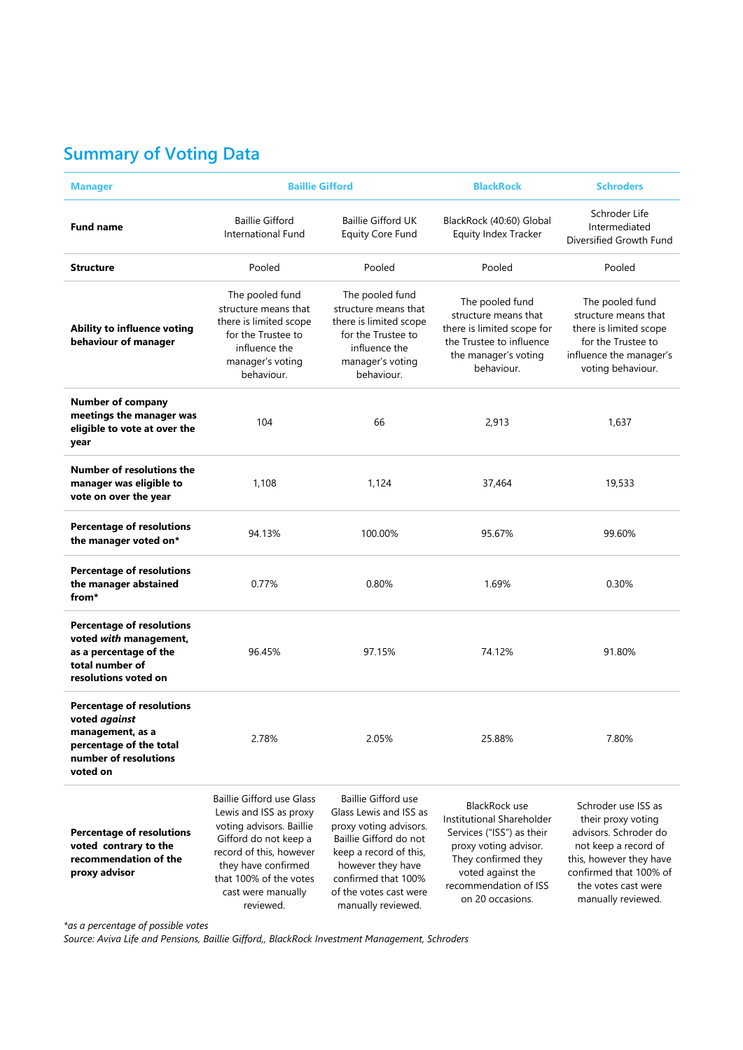## Summary of Voting Data

| Manager | Baillie Gifford | | BlackRock | Schroders |
|---|---|---|---|---|
| **Fund name** | Baillie Gifford International Fund | Baillie Gifford UK Equity Core Fund | BlackRock (40:60) Global Equity Index Tracker | Schroder Life Intermediated Diversified Growth Fund |
| **Structure** | Pooled | Pooled | Pooled | Pooled |
| **Ability to influence voting behaviour of manager** | The pooled fund structure means that there is limited scope for the Trustee to influence the manager's voting behaviour. | The pooled fund structure means that there is limited scope for the Trustee to influence the manager's voting behaviour. | The pooled fund structure means that there is limited scope for the Trustee to influence the manager's voting behaviour. | The pooled fund structure means that there is limited scope for the Trustee to influence the manager's voting behaviour. |
| **Number of company meetings the manager was eligible to vote at over the year** | 104 | 66 | 2,913 | 1,637 |
| **Number of resolutions the manager was eligible to vote on over the year** | 1,108 | 1,124 | 37,464 | 19,533 |
| **Percentage of resolutions the manager voted on*** | 94.13% | 100.00% | 95.67% | 99.60% |
| **Percentage of resolutions the manager abstained from*** | 0.77% | 0.80% | 1.69% | 0.30% |
| **Percentage of resolutions voted *with* management, as a percentage of the total number of resolutions voted on** | 96.45% | 97.15% | 74.12% | 91.80% |
| **Percentage of resolutions voted *against* management, as a percentage of the total number of resolutions voted on** | 2.78% | 2.05% | 25.88% | 7.80% |
| **Percentage of resolutions voted contrary to the recommendation of the proxy advisor** | Baillie Gifford use Glass Lewis and ISS as proxy voting advisors. Baillie Gifford do not keep a record of this, however they have confirmed that 100% of the votes cast were manually reviewed. | Baillie Gifford use Glass Lewis and ISS as proxy voting advisors. Baillie Gifford do not keep a record of this, however they have confirmed that 100% of the votes cast were manually reviewed. | BlackRock use Institutional Shareholder Services ("ISS") as their proxy voting advisor. They confirmed they voted against the recommendation of ISS on 20 occasions. | Schroder use ISS as their proxy voting advisors. Schroder do not keep a record of this, however they have confirmed that 100% of the votes cast were manually reviewed. |

*\*as a percentage of possible votes*

*Source: Aviva Life and Pensions, Baillie Gifford,, BlackRock Investment Management, Schroders*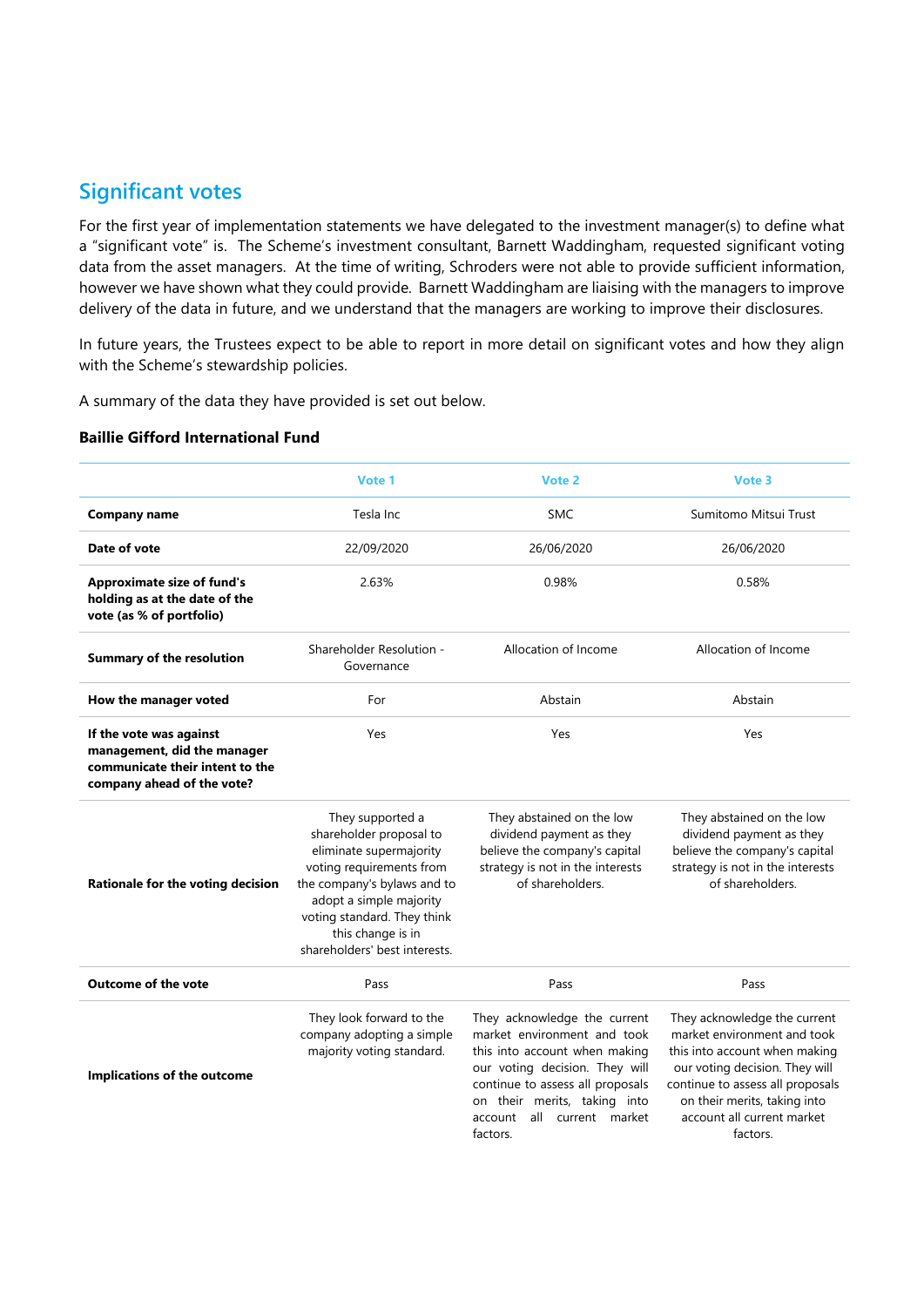## Significant votes

For the first year of implementation statements we have delegated to the investment manager(s) to define what a "significant vote" is. The Scheme's investment consultant, Barnett Waddingham, requested significant voting data from the asset managers. At the time of writing, Schroders were not able to provide sufficient information, however we have shown what they could provide. Barnett Waddingham are liaising with the managers to improve delivery of the data in future, and we understand that the managers are working to improve their disclosures.

In future years, the Trustees expect to be able to report in more detail on significant votes and how they align with the Scheme's stewardship policies.

A summary of the data they have provided is set out below.

### Baillie Gifford International Fund

| | Vote 1 | Vote 2 | Vote 3 |
|---|---|---|---|
| **Company name** | Tesla Inc | SMC | Sumitomo Mitsui Trust |
| **Date of vote** | 22/09/2020 | 26/06/2020 | 26/06/2020 |
| **Approximate size of fund's holding as at the date of the vote (as % of portfolio)** | 2.63% | 0.98% | 0.58% |
| **Summary of the resolution** | Shareholder Resolution - Governance | Allocation of Income | Allocation of Income |
| **How the manager voted** | For | Abstain | Abstain |
| **If the vote was against management, did the manager communicate their intent to the company ahead of the vote?** | Yes | Yes | Yes |
| **Rationale for the voting decision** | They supported a shareholder proposal to eliminate supermajority voting requirements from the company's bylaws and to adopt a simple majority voting standard. They think this change is in shareholders' best interests. | They abstained on the low dividend payment as they believe the company's capital strategy is not in the interests of shareholders. | They abstained on the low dividend payment as they believe the company's capital strategy is not in the interests of shareholders. |
| **Outcome of the vote** | Pass | Pass | Pass |
| **Implications of the outcome** | They look forward to the company adopting a simple majority voting standard. | They acknowledge the current market environment and took this into account when making our voting decision. They will continue to assess all proposals on their merits, taking into account all current market factors. | They acknowledge the current market environment and took this into account when making our voting decision. They will continue to assess all proposals on their merits, taking into account all current market factors. |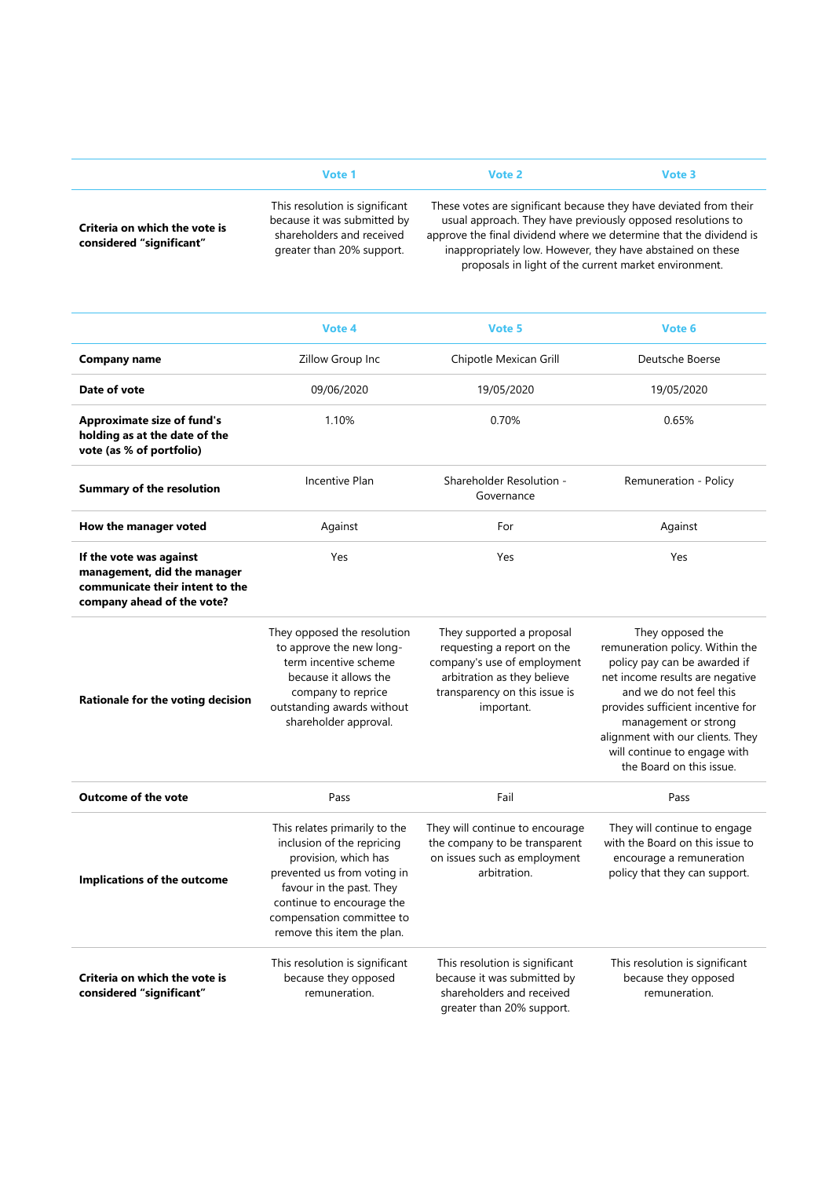| | Vote 1 | Vote 2 | Vote 3 |
|---|---|---|---|
| **Criteria on which the vote is considered "significant"** | This resolution is significant because it was submitted by shareholders and received greater than 20% support. | These votes are significant because they have deviated from their usual approach. They have previously opposed resolutions to approve the final dividend where we determine that the dividend is inappropriately low. However, they have abstained on these proposals in light of the current market environment. | |

| | Vote 4 | Vote 5 | Vote 6 |
|---|---|---|---|
| **Company name** | Zillow Group Inc | Chipotle Mexican Grill | Deutsche Boerse |
| **Date of vote** | 09/06/2020 | 19/05/2020 | 19/05/2020 |
| **Approximate size of fund's holding as at the date of the vote (as % of portfolio)** | 1.10% | 0.70% | 0.65% |
| **Summary of the resolution** | Incentive Plan | Shareholder Resolution - Governance | Remuneration - Policy |
| **How the manager voted** | Against | For | Against |
| **If the vote was against management, did the manager communicate their intent to the company ahead of the vote?** | Yes | Yes | Yes |
| **Rationale for the voting decision** | They opposed the resolution to approve the new long-term incentive scheme because it allows the company to reprice outstanding awards without shareholder approval. | They supported a proposal requesting a report on the company's use of employment arbitration as they believe transparency on this issue is important. | They opposed the remuneration policy. Within the policy pay can be awarded if net income results are negative and we do not feel this provides sufficient incentive for management or strong alignment with our clients. They will continue to engage with the Board on this issue. |
| **Outcome of the vote** | Pass | Fail | Pass |
| **Implications of the outcome** | This relates primarily to the inclusion of the repricing provision, which has prevented us from voting in favour in the past. They continue to encourage the compensation committee to remove this item the plan. | They will continue to encourage the company to be transparent on issues such as employment arbitration. | They will continue to engage with the Board on this issue to encourage a remuneration policy that they can support. |
| **Criteria on which the vote is considered "significant"** | This resolution is significant because they opposed remuneration. | This resolution is significant because it was submitted by shareholders and received greater than 20% support. | This resolution is significant because they opposed remuneration. |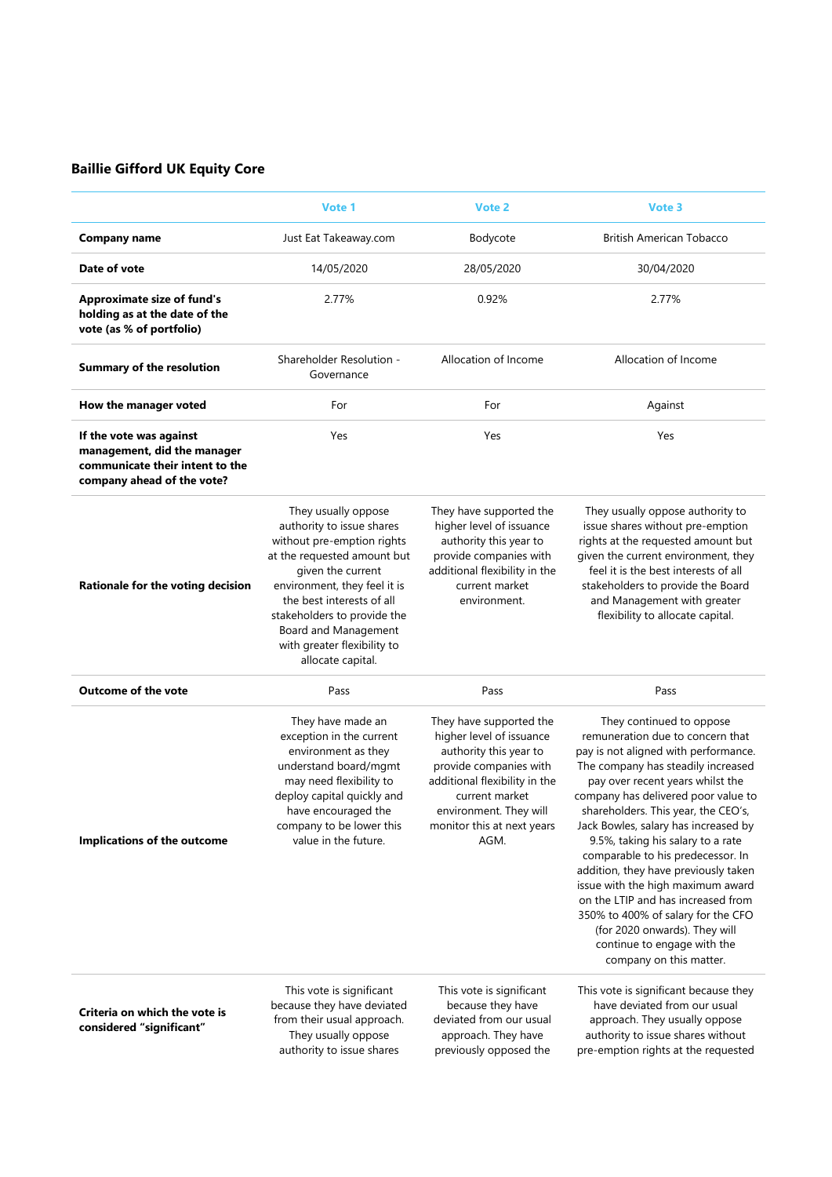## Baillie Gifford UK Equity Core

| | Vote 1 | Vote 2 | Vote 3 |
|---|---|---|---|
| **Company name** | Just Eat Takeaway.com | Bodycote | British American Tobacco |
| **Date of vote** | 14/05/2020 | 28/05/2020 | 30/04/2020 |
| **Approximate size of fund's holding as at the date of the vote (as % of portfolio)** | 2.77% | 0.92% | 2.77% |
| **Summary of the resolution** | Shareholder Resolution - Governance | Allocation of Income | Allocation of Income |
| **How the manager voted** | For | For | Against |
| **If the vote was against management, did the manager communicate their intent to the company ahead of the vote?** | Yes | Yes | Yes |
| **Rationale for the voting decision** | They usually oppose authority to issue shares without pre-emption rights at the requested amount but given the current environment, they feel it is the best interests of all stakeholders to provide the Board and Management with greater flexibility to allocate capital. | They have supported the higher level of issuance authority this year to provide companies with additional flexibility in the current market environment. | They usually oppose authority to issue shares without pre-emption rights at the requested amount but given the current environment, they feel it is the best interests of all stakeholders to provide the Board and Management with greater flexibility to allocate capital. |
| **Outcome of the vote** | Pass | Pass | Pass |
| **Implications of the outcome** | They have made an exception in the current environment as they understand board/mgmt may need flexibility to deploy capital quickly and have encouraged the company to be lower this value in the future. | They have supported the higher level of issuance authority this year to provide companies with additional flexibility in the current market environment. They will monitor this at next years AGM. | They continued to oppose remuneration due to concern that pay is not aligned with performance. The company has steadily increased pay over recent years whilst the company has delivered poor value to shareholders. This year, the CEO's, Jack Bowles, salary has increased by 9.5%, taking his salary to a rate comparable to his predecessor. In addition, they have previously taken issue with the high maximum award on the LTIP and has increased from 350% to 400% of salary for the CFO (for 2020 onwards). They will continue to engage with the company on this matter. |
| **Criteria on which the vote is considered "significant"** | This vote is significant because they have deviated from their usual approach. They usually oppose authority to issue shares | This vote is significant because they have deviated from our usual approach. They have previously opposed the | This vote is significant because they have deviated from our usual approach. They usually oppose authority to issue shares without pre-emption rights at the requested |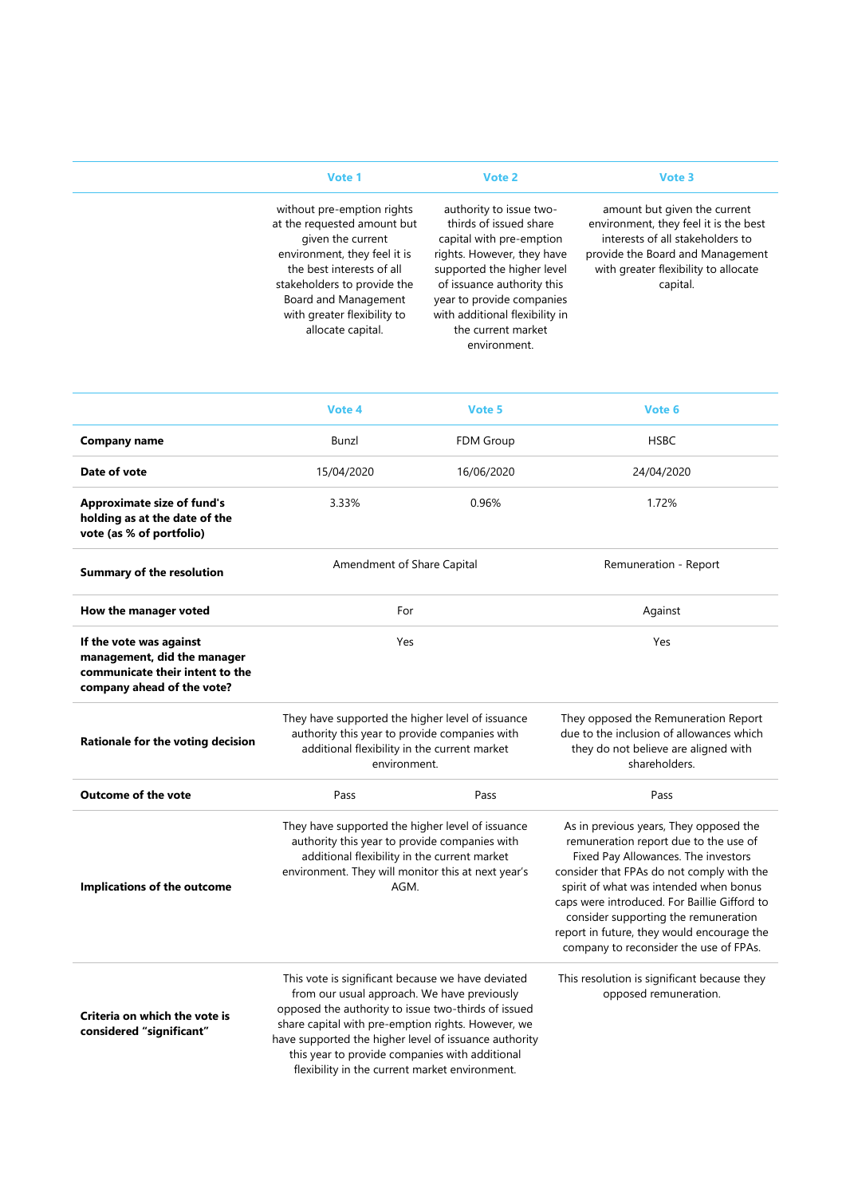| | Vote 1 | Vote 2 | Vote 3 |
|---|---|---|---|
| | without pre-emption rights at the requested amount but given the current environment, they feel it is the best interests of all stakeholders to provide the Board and Management with greater flexibility to allocate capital. | authority to issue two-thirds of issued share capital with pre-emption rights. However, they have supported the higher level of issuance authority this year to provide companies with additional flexibility in the current market environment. | amount but given the current environment, they feel it is the best interests of all stakeholders to provide the Board and Management with greater flexibility to allocate capital. |

| | Vote 4 | Vote 5 | Vote 6 |
|---|---|---|---|
| **Company name** | Bunzl | FDM Group | HSBC |
| **Date of vote** | 15/04/2020 | 16/06/2020 | 24/04/2020 |
| **Approximate size of fund's holding as at the date of the vote (as % of portfolio)** | 3.33% | 0.96% | 1.72% |
| **Summary of the resolution** | Amendment of Share Capital | | Remuneration - Report |
| **How the manager voted** | For | | Against |
| **If the vote was against management, did the manager communicate their intent to the company ahead of the vote?** | Yes | | Yes |
| **Rationale for the voting decision** | They have supported the higher level of issuance authority this year to provide companies with additional flexibility in the current market environment. | | They opposed the Remuneration Report due to the inclusion of allowances which they do not believe are aligned with shareholders. |
| **Outcome of the vote** | Pass | Pass | Pass |
| **Implications of the outcome** | They have supported the higher level of issuance authority this year to provide companies with additional flexibility in the current market environment. They will monitor this at next year's AGM. | | As in previous years, They opposed the remuneration report due to the use of Fixed Pay Allowances. The investors consider that FPAs do not comply with the spirit of what was intended when bonus caps were introduced. For Baillie Gifford to consider supporting the remuneration report in future, they would encourage the company to reconsider the use of FPAs. |
| **Criteria on which the vote is considered "significant"** | This vote is significant because we have deviated from our usual approach. We have previously opposed the authority to issue two-thirds of issued share capital with pre-emption rights. However, we have supported the higher level of issuance authority this year to provide companies with additional flexibility in the current market environment. | | This resolution is significant because they opposed remuneration. |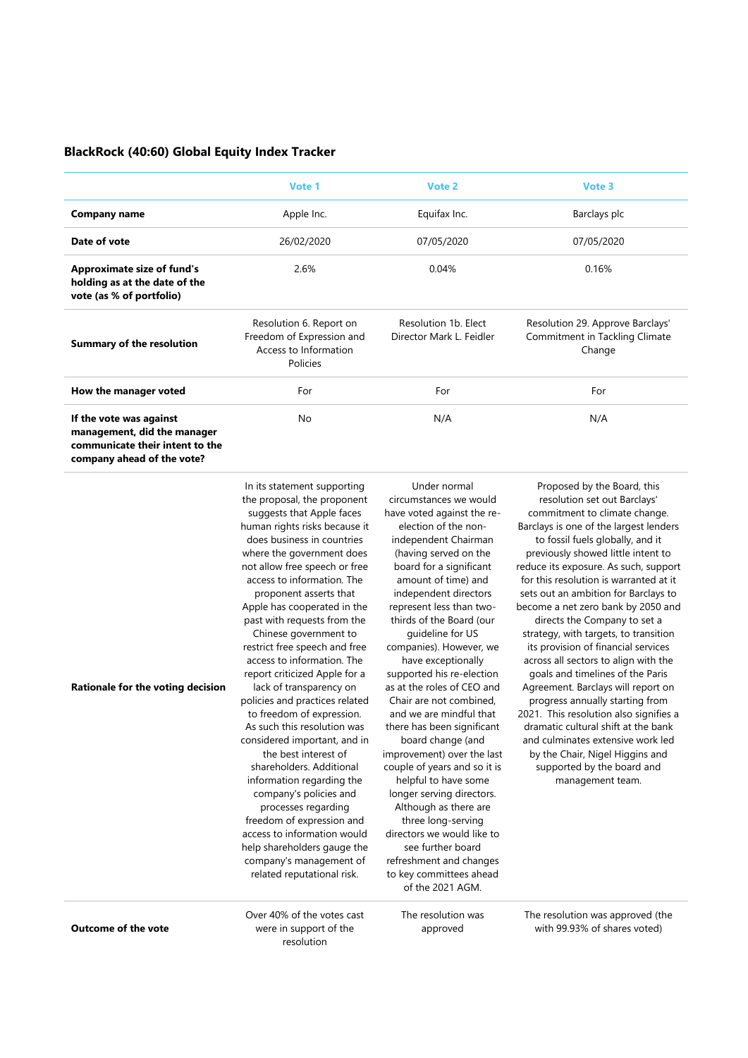## BlackRock (40:60) Global Equity Index Tracker

| | Vote 1 | Vote 2 | Vote 3 |
|---|---|---|---|
| **Company name** | Apple Inc. | Equifax Inc. | Barclays plc |
| **Date of vote** | 26/02/2020 | 07/05/2020 | 07/05/2020 |
| **Approximate size of fund's holding as at the date of the vote (as % of portfolio)** | 2.6% | 0.04% | 0.16% |
| **Summary of the resolution** | Resolution 6. Report on Freedom of Expression and Access to Information Policies | Resolution 1b. Elect Director Mark L. Feidler | Resolution 29. Approve Barclays' Commitment in Tackling Climate Change |
| **How the manager voted** | For | For | For |
| **If the vote was against management, did the manager communicate their intent to the company ahead of the vote?** | No | N/A | N/A |
| **Rationale for the voting decision** | In its statement supporting the proposal, the proponent suggests that Apple faces human rights risks because it does business in countries where the government does not allow free speech or free access to information. The proponent asserts that Apple has cooperated in the past with requests from the Chinese government to restrict free speech and free access to information. The report criticized Apple for a lack of transparency on policies and practices related to freedom of expression. As such this resolution was considered important, and in the best interest of shareholders. Additional information regarding the company's policies and processes regarding freedom of expression and access to information would help shareholders gauge the company's management of related reputational risk. | Under normal circumstances we would have voted against the re-election of the non-independent Chairman (having served on the board for a significant amount of time) and independent directors represent less than two-thirds of the Board (our guideline for US companies). However, we have exceptionally supported his re-election as at the roles of CEO and Chair are not combined, and we are mindful that there has been significant board change (and improvement) over the last couple of years and so it is helpful to have some longer serving directors. Although as there are three long-serving directors we would like to see further board refreshment and changes to key committees ahead of the 2021 AGM. | Proposed by the Board, this resolution set out Barclays' commitment to climate change. Barclays is one of the largest lenders to fossil fuels globally, and it previously showed little intent to reduce its exposure. As such, support for this resolution is warranted at it sets out an ambition for Barclays to become a net zero bank by 2050 and directs the Company to set a strategy, with targets, to transition its provision of financial services across all sectors to align with the goals and timelines of the Paris Agreement. Barclays will report on progress annually starting from 2021. This resolution also signifies a dramatic cultural shift at the bank and culminates extensive work led by the Chair, Nigel Higgins and supported by the board and management team. |
| **Outcome of the vote** | Over 40% of the votes cast were in support of the resolution | The resolution was approved | The resolution was approved (the with 99.93% of shares voted) |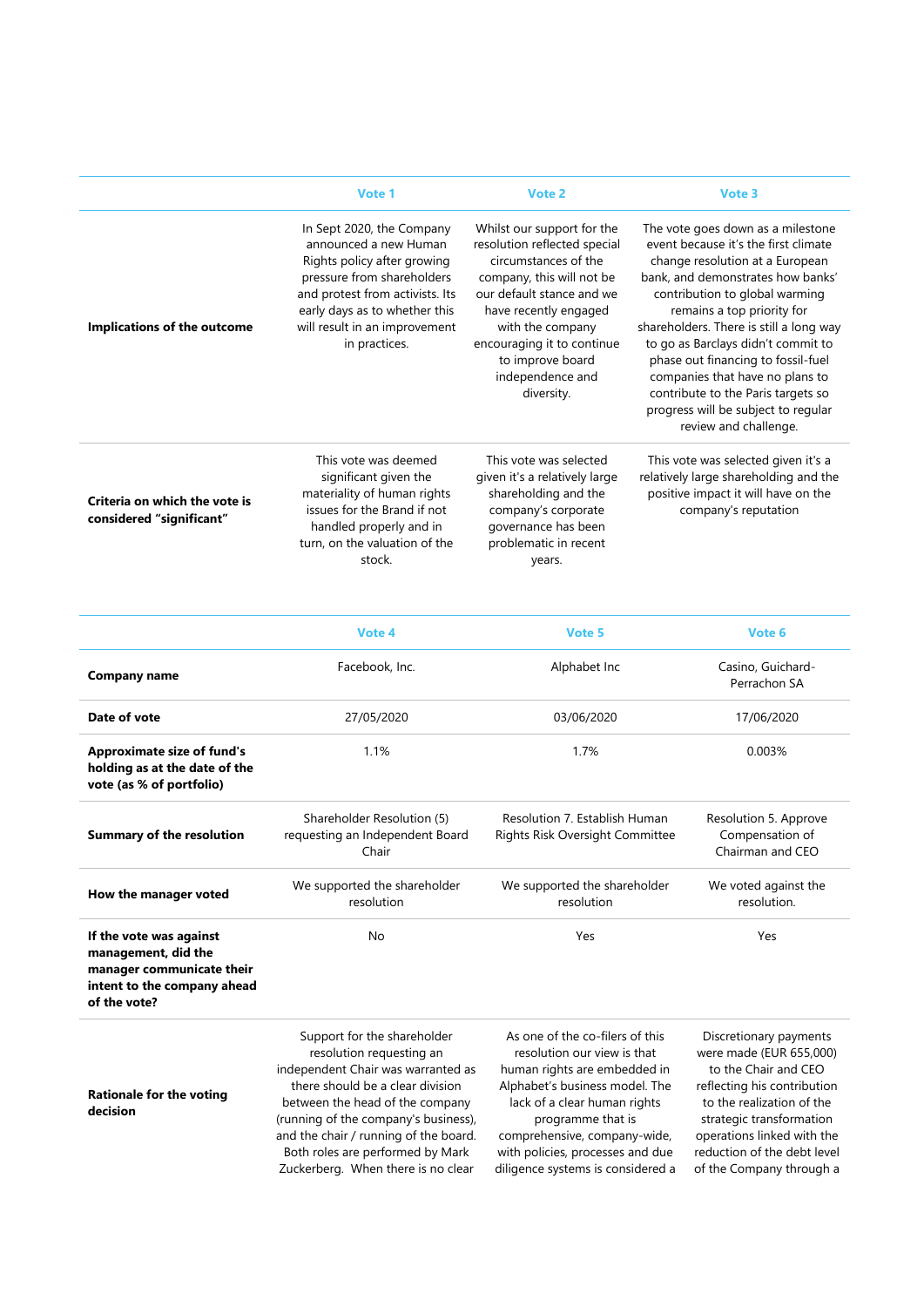| | Vote 1 | Vote 2 | Vote 3 |
|---|---|---|---|
| **Implications of the outcome** | In Sept 2020, the Company announced a new Human Rights policy after growing pressure from shareholders and protest from activists. Its early days as to whether this will result in an improvement in practices. | Whilst our support for the resolution reflected special circumstances of the company, this will not be our default stance and we have recently engaged with the company encouraging it to continue to improve board independence and diversity. | The vote goes down as a milestone event because it's the first climate change resolution at a European bank, and demonstrates how banks' contribution to global warming remains a top priority for shareholders. There is still a long way to go as Barclays didn't commit to phase out financing to fossil-fuel companies that have no plans to contribute to the Paris targets so progress will be subject to regular review and challenge. |
| **Criteria on which the vote is considered "significant"** | This vote was deemed significant given the materiality of human rights issues for the Brand if not handled properly and in turn, on the valuation of the stock. | This vote was selected given it's a relatively large shareholding and the company's corporate governance has been problematic in recent years. | This vote was selected given it's a relatively large shareholding and the positive impact it will have on the company's reputation |

| | Vote 4 | Vote 5 | Vote 6 |
|---|---|---|---|
| **Company name** | Facebook, Inc. | Alphabet Inc | Casino, Guichard-Perrachon SA |
| **Date of vote** | 27/05/2020 | 03/06/2020 | 17/06/2020 |
| **Approximate size of fund's holding as at the date of the vote (as % of portfolio)** | 1.1% | 1.7% | 0.003% |
| **Summary of the resolution** | Shareholder Resolution (5) requesting an Independent Board Chair | Resolution 7. Establish Human Rights Risk Oversight Committee | Resolution 5. Approve Compensation of Chairman and CEO |
| **How the manager voted** | We supported the shareholder resolution | We supported the shareholder resolution | We voted against the resolution. |
| **If the vote was against management, did the manager communicate their intent to the company ahead of the vote?** | No | Yes | Yes |
| **Rationale for the voting decision** | Support for the shareholder resolution requesting an independent Chair was warranted as there should be a clear division between the head of the company (running of the company's business), and the chair / running of the board. Both roles are performed by Mark Zuckerberg. When there is no clear | As one of the co-filers of this resolution our view is that human rights are embedded in Alphabet's business model. The lack of a clear human rights programme that is comprehensive, company-wide, with policies, processes and due diligence systems is considered a | Discretionary payments were made (EUR 655,000) to the Chair and CEO reflecting his contribution to the realization of the strategic transformation operations linked with the reduction of the debt level of the Company through a |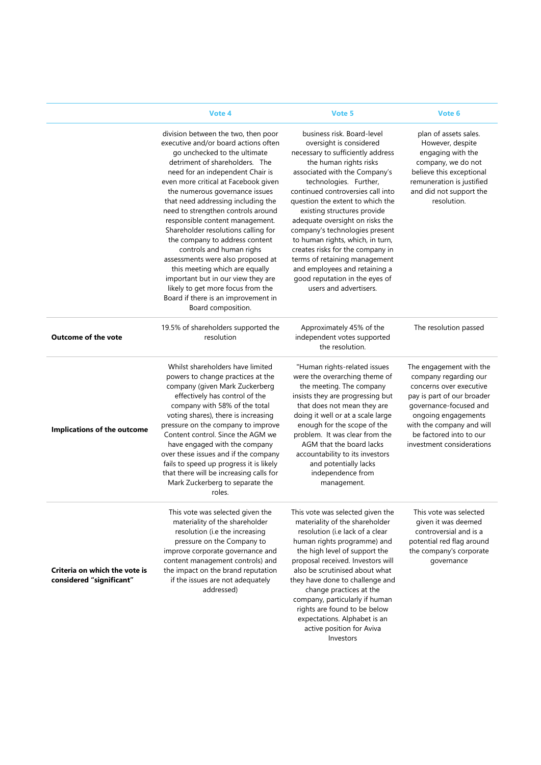| | Vote 4 | Vote 5 | Vote 6 |
|---|---|---|---|
| | division between the two, then poor executive and/or board actions often go unchecked to the ultimate detriment of shareholders. The need for an independent Chair is even more critical at Facebook given the numerous governance issues that need addressing including the need to strengthen controls around responsible content management. Shareholder resolutions calling for the company to address content controls and human righs assessments were also proposed at this meeting which are equally important but in our view they are likely to get more focus from the Board if there is an improvement in Board composition. | business risk. Board-level oversight is considered necessary to sufficiently address the human rights risks associated with the Company's technologies. Further, continued controversies call into question the extent to which the existing structures provide adequate oversight on risks the company's technologies present to human rights, which, in turn, creates risks for the company in terms of retaining management and employees and retaining a good reputation in the eyes of users and advertisers. | plan of assets sales. However, despite engaging with the company, we do not believe this exceptional remuneration is justified and did not support the resolution. |
| **Outcome of the vote** | 19.5% of shareholders supported the resolution | Approximately 45% of the independent votes supported the resolution. | The resolution passed |
| **Implications of the outcome** | Whilst shareholders have limited powers to change practices at the company (given Mark Zuckerberg effectively has control of the company with 58% of the total voting shares), there is increasing pressure on the company to improve Content control. Since the AGM we have engaged with the company over these issues and if the company fails to speed up progress it is likely that there will be increasing calls for Mark Zuckerberg to separate the roles. | "Human rights-related issues were the overarching theme of the meeting. The company insists they are progressing but that does not mean they are doing it well or at a scale large enough for the scope of the problem. It was clear from the AGM that the board lacks accountability to its investors and potentially lacks independence from management. | The engagement with the company regarding our concerns over executive pay is part of our broader governance-focused and ongoing engagements with the company and will be factored into to our investment considerations |
| **Criteria on which the vote is considered "significant"** | This vote was selected given the materiality of the shareholder resolution (i.e the increasing pressure on the Company to improve corporate governance and content management controls) and the impact on the brand reputation if the issues are not adequately addressed) | This vote was selected given the materiality of the shareholder resolution (i.e lack of a clear human rights programme) and the high level of support the proposal received. Investors will also be scrutinised about what they have done to challenge and change practices at the company, particularly if human rights are found to be below expectations. Alphabet is an active position for Aviva Investors | This vote was selected given it was deemed controversial and is a potential red flag around the company's corporate governance |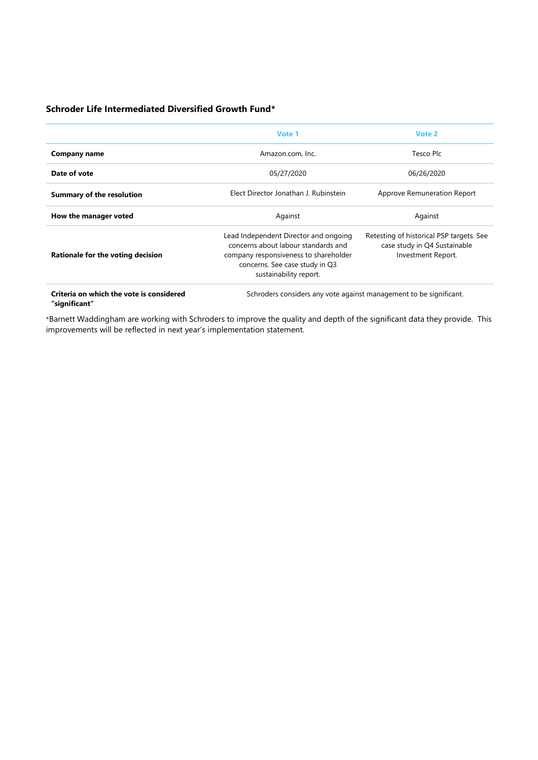**Schroder Life Intermediated Diversified Growth Fund***

| | Vote 1 | Vote 2 |
|---|---|---|
| **Company name** | Amazon.com, Inc. | Tesco Plc |
| **Date of vote** | 05/27/2020 | 06/26/2020 |
| **Summary of the resolution** | Elect Director Jonathan J. Rubinstein | Approve Remuneration Report |
| **How the manager voted** | Against | Against |
| **Rationale for the voting decision** | Lead Independent Director and ongoing concerns about labour standards and company responsiveness to shareholder concerns. See case study in Q3 sustainability report. | Retesting of historical PSP targets. See case study in Q4 Sustainable Investment Report. |
| **Criteria on which the vote is considered "significant"** | Schroders considers any vote against management to be significant. | |

*Barnett Waddingham are working with Schroders to improve the quality and depth of the significant data they provide. This improvements will be reflected in next year's implementation statement.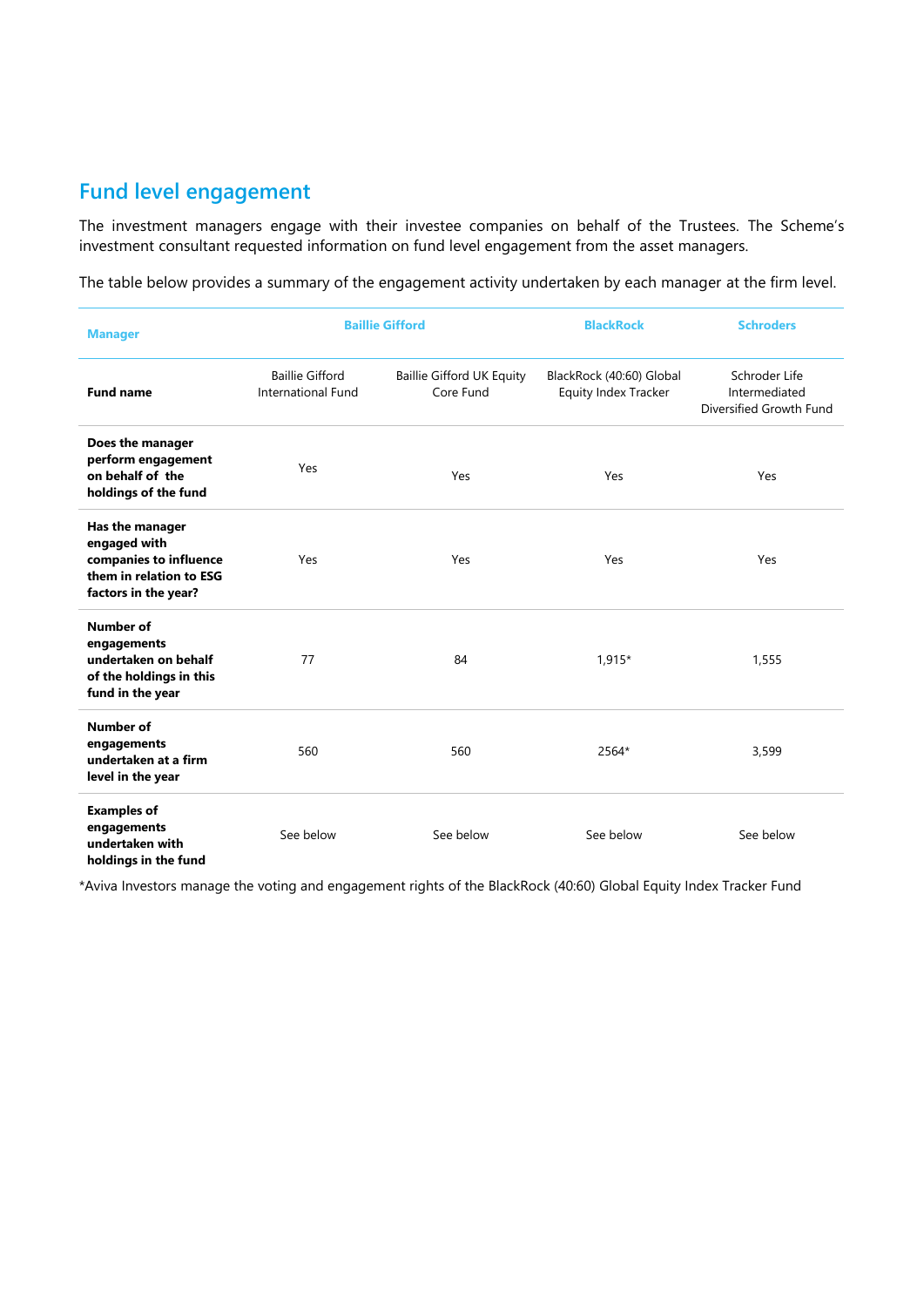## Fund level engagement

The investment managers engage with their investee companies on behalf of the Trustees. The Scheme's investment consultant requested information on fund level engagement from the asset managers.

The table below provides a summary of the engagement activity undertaken by each manager at the firm level.

| Manager | Baillie Gifford | | BlackRock | Schroders |
|---|---|---|---|---|
| **Fund name** | Baillie Gifford International Fund | Baillie Gifford UK Equity Core Fund | BlackRock (40:60) Global Equity Index Tracker | Schroder Life Intermediated Diversified Growth Fund |
| **Does the manager perform engagement on behalf of the holdings of the fund** | Yes | Yes | Yes | Yes |
| **Has the manager engaged with companies to influence them in relation to ESG factors in the year?** | Yes | Yes | Yes | Yes |
| **Number of engagements undertaken on behalf of the holdings in this fund in the year** | 77 | 84 | 1,915* | 1,555 |
| **Number of engagements undertaken at a firm level in the year** | 560 | 560 | 2564* | 3,599 |
| **Examples of engagements undertaken with holdings in the fund** | See below | See below | See below | See below |

*Aviva Investors manage the voting and engagement rights of the BlackRock (40:60) Global Equity Index Tracker Fund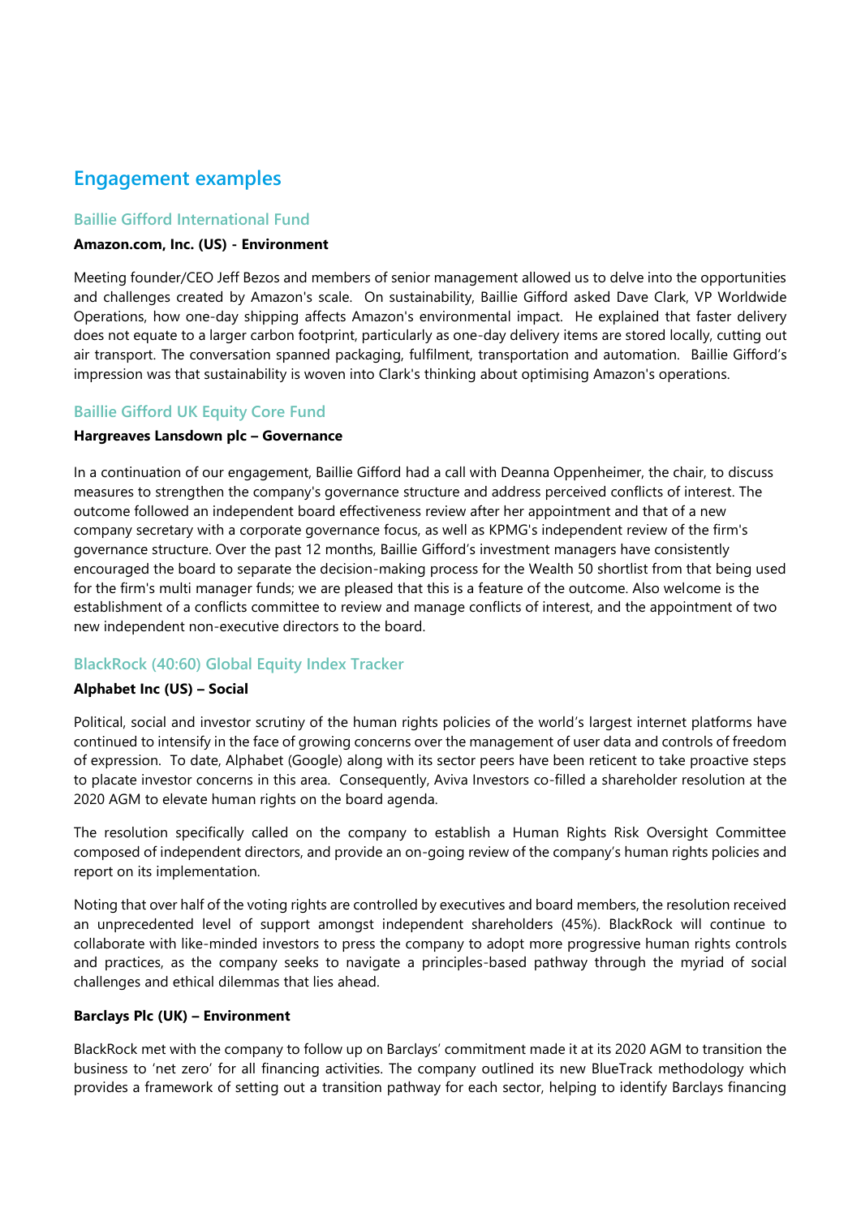## Engagement examples

### Baillie Gifford International Fund

**Amazon.com, Inc. (US) - Environment**

Meeting founder/CEO Jeff Bezos and members of senior management allowed us to delve into the opportunities and challenges created by Amazon's scale. On sustainability, Baillie Gifford asked Dave Clark, VP Worldwide Operations, how one-day shipping affects Amazon's environmental impact. He explained that faster delivery does not equate to a larger carbon footprint, particularly as one-day delivery items are stored locally, cutting out air transport. The conversation spanned packaging, fulfilment, transportation and automation. Baillie Gifford's impression was that sustainability is woven into Clark's thinking about optimising Amazon's operations.

### Baillie Gifford UK Equity Core Fund

**Hargreaves Lansdown plc – Governance**

In a continuation of our engagement, Baillie Gifford had a call with Deanna Oppenheimer, the chair, to discuss measures to strengthen the company's governance structure and address perceived conflicts of interest. The outcome followed an independent board effectiveness review after her appointment and that of a new company secretary with a corporate governance focus, as well as KPMG's independent review of the firm's governance structure. Over the past 12 months, Baillie Gifford's investment managers have consistently encouraged the board to separate the decision-making process for the Wealth 50 shortlist from that being used for the firm's multi manager funds; we are pleased that this is a feature of the outcome. Also welcome is the establishment of a conflicts committee to review and manage conflicts of interest, and the appointment of two new independent non-executive directors to the board.

### BlackRock (40:60) Global Equity Index Tracker

**Alphabet Inc (US) – Social**

Political, social and investor scrutiny of the human rights policies of the world's largest internet platforms have continued to intensify in the face of growing concerns over the management of user data and controls of freedom of expression. To date, Alphabet (Google) along with its sector peers have been reticent to take proactive steps to placate investor concerns in this area. Consequently, Aviva Investors co-filled a shareholder resolution at the 2020 AGM to elevate human rights on the board agenda.

The resolution specifically called on the company to establish a Human Rights Risk Oversight Committee composed of independent directors, and provide an on-going review of the company's human rights policies and report on its implementation.

Noting that over half of the voting rights are controlled by executives and board members, the resolution received an unprecedented level of support amongst independent shareholders (45%). BlackRock will continue to collaborate with like-minded investors to press the company to adopt more progressive human rights controls and practices, as the company seeks to navigate a principles-based pathway through the myriad of social challenges and ethical dilemmas that lies ahead.

**Barclays Plc (UK) – Environment**

BlackRock met with the company to follow up on Barclays' commitment made it at its 2020 AGM to transition the business to 'net zero' for all financing activities. The company outlined its new BlueTrack methodology which provides a framework of setting out a transition pathway for each sector, helping to identify Barclays financing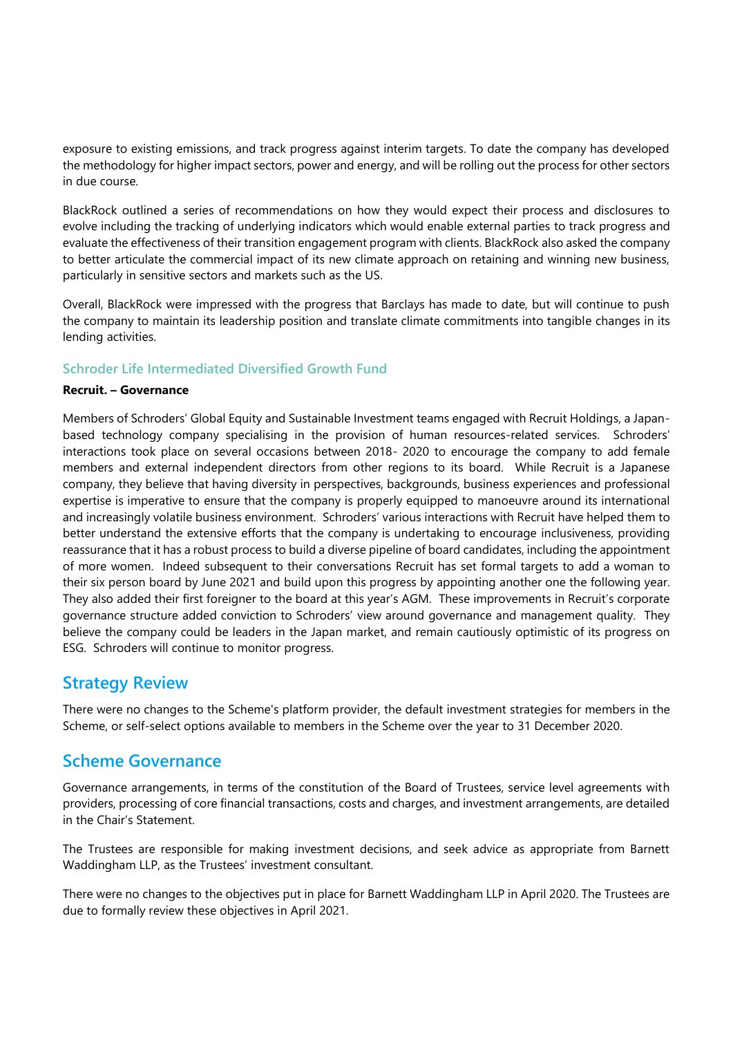exposure to existing emissions, and track progress against interim targets. To date the company has developed the methodology for higher impact sectors, power and energy, and will be rolling out the process for other sectors in due course.

BlackRock outlined a series of recommendations on how they would expect their process and disclosures to evolve including the tracking of underlying indicators which would enable external parties to track progress and evaluate the effectiveness of their transition engagement program with clients. BlackRock also asked the company to better articulate the commercial impact of its new climate approach on retaining and winning new business, particularly in sensitive sectors and markets such as the US.

Overall, BlackRock were impressed with the progress that Barclays has made to date, but will continue to push the company to maintain its leadership position and translate climate commitments into tangible changes in its lending activities.

### Schroder Life Intermediated Diversified Growth Fund

**Recruit. – Governance**

Members of Schroders' Global Equity and Sustainable Investment teams engaged with Recruit Holdings, a Japan-based technology company specialising in the provision of human resources-related services. Schroders' interactions took place on several occasions between 2018- 2020 to encourage the company to add female members and external independent directors from other regions to its board. While Recruit is a Japanese company, they believe that having diversity in perspectives, backgrounds, business experiences and professional expertise is imperative to ensure that the company is properly equipped to manoeuvre around its international and increasingly volatile business environment. Schroders' various interactions with Recruit have helped them to better understand the extensive efforts that the company is undertaking to encourage inclusiveness, providing reassurance that it has a robust process to build a diverse pipeline of board candidates, including the appointment of more women. Indeed subsequent to their conversations Recruit has set formal targets to add a woman to their six person board by June 2021 and build upon this progress by appointing another one the following year. They also added their first foreigner to the board at this year's AGM. These improvements in Recruit's corporate governance structure added conviction to Schroders' view around governance and management quality. They believe the company could be leaders in the Japan market, and remain cautiously optimistic of its progress on ESG. Schroders will continue to monitor progress.

## Strategy Review

There were no changes to the Scheme's platform provider, the default investment strategies for members in the Scheme, or self-select options available to members in the Scheme over the year to 31 December 2020.

## Scheme Governance

Governance arrangements, in terms of the constitution of the Board of Trustees, service level agreements with providers, processing of core financial transactions, costs and charges, and investment arrangements, are detailed in the Chair's Statement.

The Trustees are responsible for making investment decisions, and seek advice as appropriate from Barnett Waddingham LLP, as the Trustees' investment consultant.

There were no changes to the objectives put in place for Barnett Waddingham LLP in April 2020. The Trustees are due to formally review these objectives in April 2021.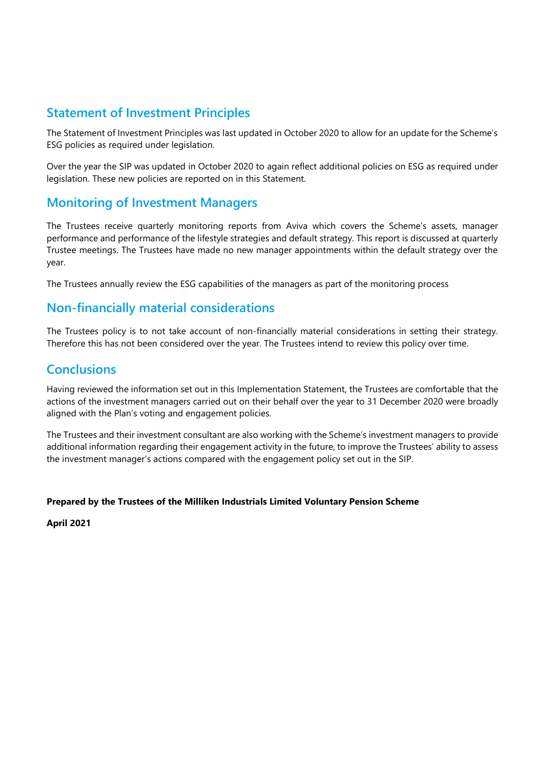## Statement of Investment Principles

The Statement of Investment Principles was last updated in October 2020 to allow for an update for the Scheme's ESG policies as required under legislation.

Over the year the SIP was updated in October 2020 to again reflect additional policies on ESG as required under legislation. These new policies are reported on in this Statement.

## Monitoring of Investment Managers

The Trustees receive quarterly monitoring reports from Aviva which covers the Scheme's assets, manager performance and performance of the lifestyle strategies and default strategy. This report is discussed at quarterly Trustee meetings. The Trustees have made no new manager appointments within the default strategy over the year.

The Trustees annually review the ESG capabilities of the managers as part of the monitoring process

## Non-financially material considerations

The Trustees policy is to not take account of non-financially material considerations in setting their strategy. Therefore this has not been considered over the year. The Trustees intend to review this policy over time.

## Conclusions

Having reviewed the information set out in this Implementation Statement, the Trustees are comfortable that the actions of the investment managers carried out on their behalf over the year to 31 December 2020 were broadly aligned with the Plan's voting and engagement policies.

The Trustees and their investment consultant are also working with the Scheme's investment managers to provide additional information regarding their engagement activity in the future, to improve the Trustees' ability to assess the investment manager's actions compared with the engagement policy set out in the SIP.

**Prepared by the Trustees of the Milliken Industrials Limited Voluntary Pension Scheme**

**April 2021**